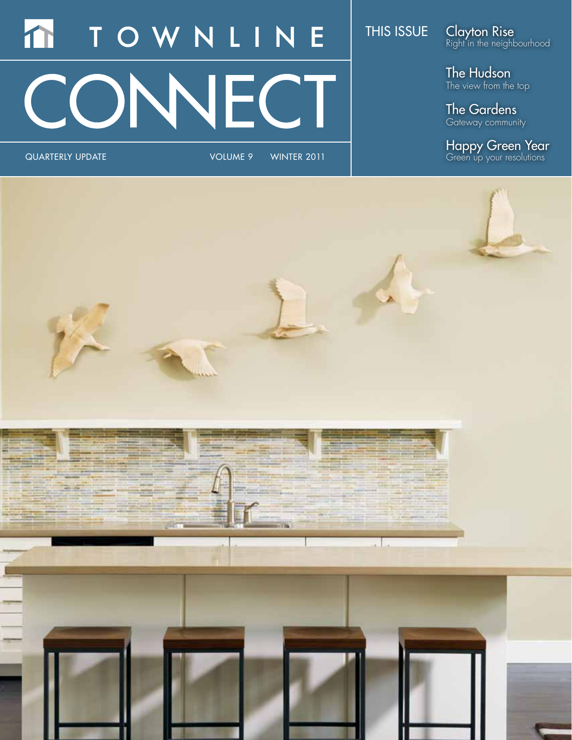# TOWNLINE CONNECT

QUARTERLY UPDATE VOLUME 9 WINTER 2011

## THIS ISSUE

**Clayton Rise**
Right in the neighbourhood

**The Hudson**
The view from the top

**The Gardens**
Gateway community

**Happy Green Year**
Green up your resolutions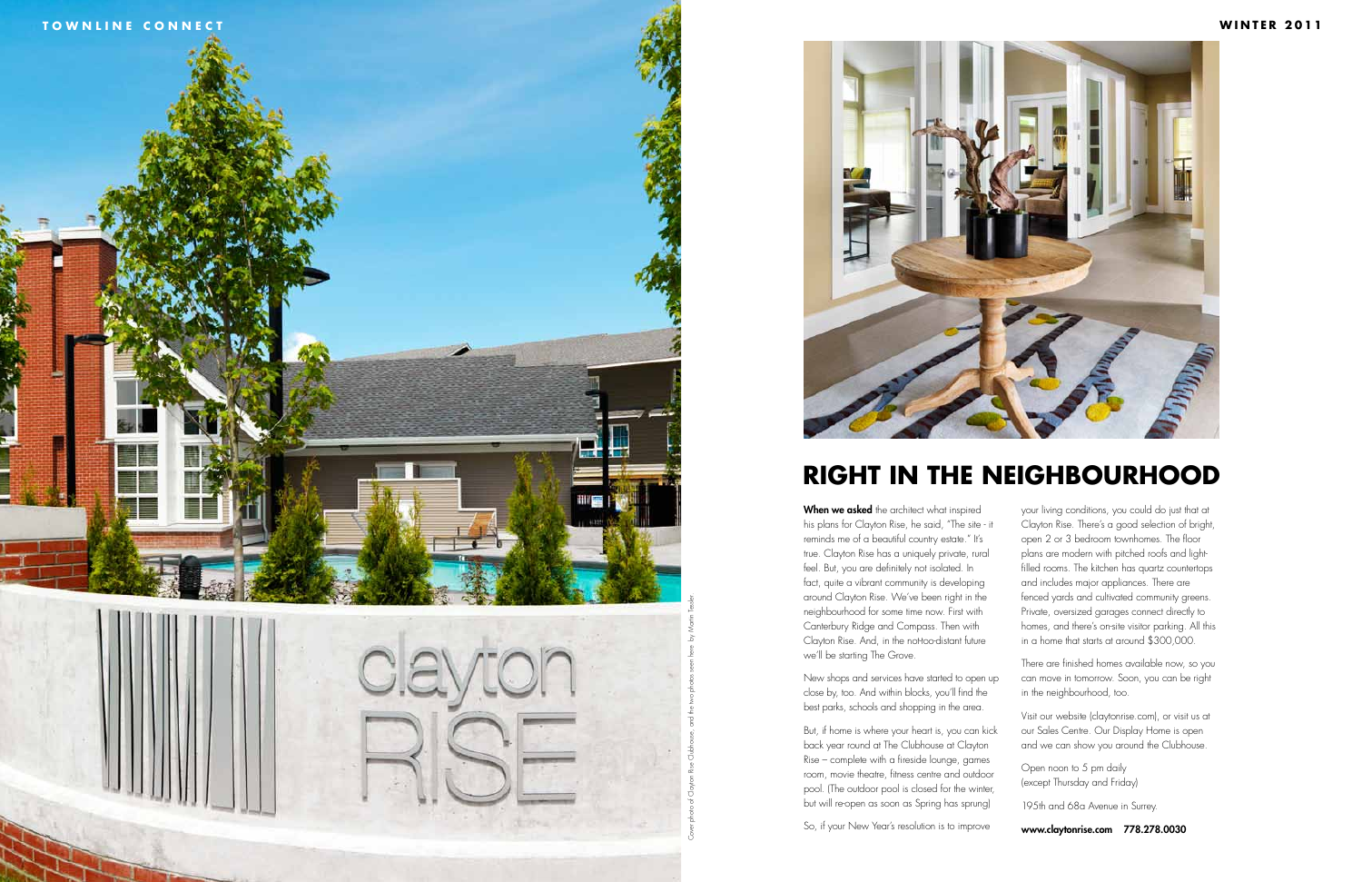# RIGHT IN THE NEIGHBOURHOOD

**When we asked** the architect what inspired his plans for Clayton Rise, he said, "The site - it reminds me of a beautiful country estate." It's true. Clayton Rise has a uniquely private, rural feel. But, you are definitely not isolated. In fact, quite a vibrant community is developing around Clayton Rise. We've been right in the neighbourhood for some time now. First with Canterbury Ridge and Compass. Then with Clayton Rise. And, in the not-too-distant future we'll be starting The Grove.

New shops and services have started to open up close by, too. And within blocks, you'll find the best parks, schools and shopping in the area.

But, if home is where your heart is, you can kick back year round at The Clubhouse at Clayton Rise – complete with a fireside lounge, games room, movie theatre, fitness centre and outdoor pool. (The outdoor pool is closed for the winter, but will re-open as soon as Spring has sprung)

So, if your New Year's resolution is to improve your living conditions, you could do just that at Clayton Rise. There's a good selection of bright, open 2 or 3 bedroom townhomes. The floor plans are modern with pitched roofs and light-filled rooms. The kitchen has quartz countertops and includes major appliances. There are fenced yards and cultivated community greens. Private, oversized garages connect directly to homes, and there's on-site visitor parking. All this in a home that starts at around $300,000.

There are finished homes available now, so you can move in tomorrow. Soon, you can be right in the neighbourhood, too.

Visit our website (claytonrise.com), or visit us at our Sales Centre. Our Display Home is open and we can show you around the Clubhouse.

Open noon to 5 pm daily
(except Thursday and Friday)

195th and 68a Avenue in Surrey.

**www.claytonrise.com 778.278.0030**

Cover photo of Clayton Rise Clubhouse, and the two photos seen here by Martin Tessler.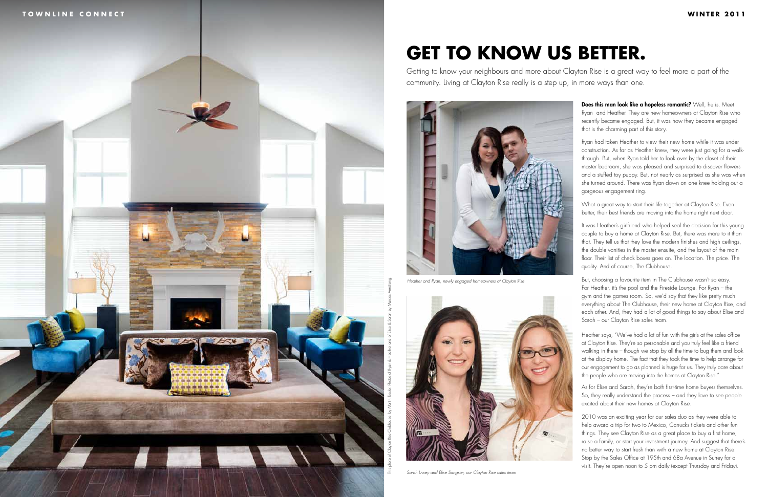# GET TO KNOW US BETTER.

Getting to know your neighbours and more about Clayton Rise is a great way to feel more a part of the community. Living at Clayton Rise really is a step up, in more ways than one.

*Heather and Ryan, newly engaged homeowners at Clayton Rise*

*Sarah Livsey and Elise Sangster, our Clayton Rise sales team*

*This photo of Clayton Rise Clubhouse by Martin Tessler. Photos of Ryan & Heather and of Elise & Sarah by Marcos Armstrong.*

**Does this man look like a hopeless romantic?** Well, he is. Meet Ryan and Heather. They are new homeowners at Clayton Rise who recently became engaged. But, it was how they became engaged that is the charming part of this story.

Ryan had taken Heather to view their new home while it was under construction. As far as Heather knew, they were just going for a walk-through. But, when Ryan told her to look over by the closet of their master bedroom, she was pleased and surprised to discover flowers and a stuffed toy puppy. But, not nearly as surprised as she was when she turned around. There was Ryan down on one knee holding out a gorgeous engagement ring.

What a great way to start their life together at Clayton Rise. Even better, their best friends are moving into the home right next door.

It was Heather's girlfriend who helped seal the decision for this young couple to buy a home at Clayton Rise. But, there was more to it than that. They tell us that they love the modern finishes and high ceilings, the double vanities in the master ensuite, and the layout of the main floor. Their list of check boxes goes on. The location. The price. The quality. And of course, The Clubhouse.

But, choosing a favourite item in The Clubhouse wasn't so easy. For Heather, it's the pool and the Fireside Lounge. For Ryan – the gym and the games room. So, we'd say that they like pretty much everything about The Clubhouse, their new home at Clayton Rise, and each other. And, they had a lot of good things to say about Elise and Sarah – our Clayton Rise sales team.

Heather says, "We've had a lot of fun with the girls at the sales office at Clayton Rise. They're so personable and you truly feel like a friend walking in there – though we stop by all the time to bug them and look at the display home. The fact that they took the time to help arrange for our engagement to go as planned is huge for us. They truly care about the people who are moving into the homes at Clayton Rise."

As for Elise and Sarah, they're both first-time home buyers themselves. So, they really understand the process – and they love to see people excited about their new homes at Clayton Rise.

2010 was an exciting year for our sales duo as they were able to help award a trip for two to Mexico, Canucks tickets and other fun things. They see Clayton Rise as a great place to buy a first home, raise a family, or start your investment journey. And suggest that there's no better way to start fresh than with a new home at Clayton Rise. Stop by the Sales Office at 195th and 68a Avenue in Surrey for a visit. They're open noon to 5 pm daily (except Thursday and Friday).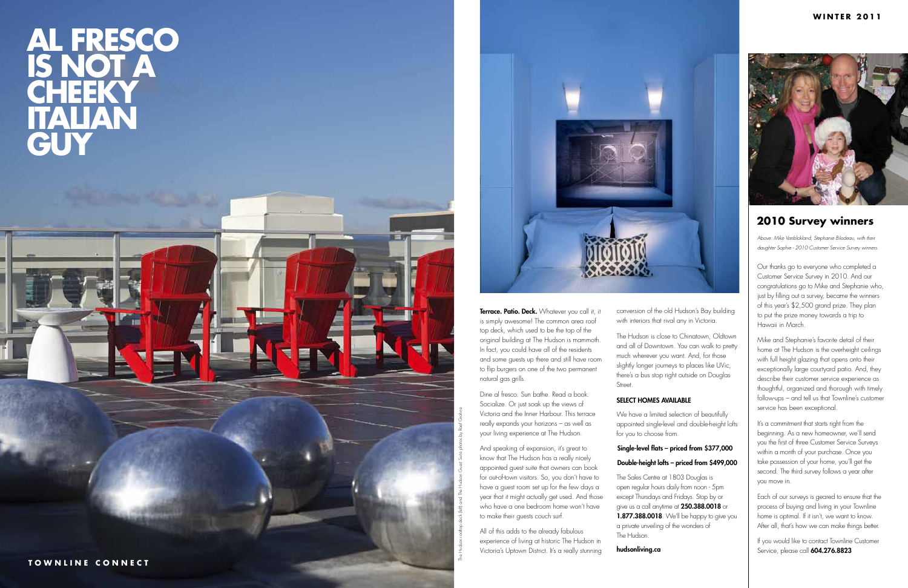# AL FRESCO IS NOT A CHEEKY ITALIAN GUY

The Hudson rooftop deck (left) and The Hudson Guest Suite photos by Roef Grohne

**Terrace. Patio. Deck.** Whatever you call it, it is simply awesome! The common area roof top deck, which used to be the top of the original building at The Hudson is mammoth. In fact, you could have all of the residents and some guests up there and still have room to flip burgers on one of the two permanent natural gas grills.

Dine al fresco. Sun bathe. Read a book. Socialize. Or just soak up the views of Victoria and the Inner Harbour. This terrace really expands your horizons – as well as your living experience at The Hudson.

And speaking of expansion, it's great to know that The Hudson has a really nicely appointed guest suite that owners can book for out-of-town visitors. So, you don't have to have a guest room set up for the few days a year that it might actually get used. And those who have a one bedroom home won't have to make their guests couch surf.

All of this adds to the already fabulous experience of living at historic The Hudson in Victoria's Uptown District. It's a really stunning conversion of the old Hudson's Bay building with interiors that rival any in Victoria.

The Hudson is close to Chinatown, Oldtown and all of Downtown. You can walk to pretty much wherever you want. And, for those slightly longer journeys to places like UVic, there's a bus stop right outside on Douglas Street.

### SELECT HOMES AVAILABLE

We have a limited selection of beautifully appointed single-level and double-height lofts for you to choose from.

**Single-level flats – priced from $377,000**

**Double-height lofts – priced from $499,000**

The Sales Centre at 1803 Douglas is open regular hours daily from noon - 5pm except Thursdays and Fridays. Stop by or give us a call anytime at **250.388.0018** or **1.877.388.0018**. We'll be happy to give you a private unveiling of the wonders of The Hudson.

**hudsonliving.ca**

## 2010 Survey winners

*Above: Mike Vanblokland, Stephanie Bilodeau, with their daughter Sophie - 2010 Customer Service Survey winners.*

Our thanks go to everyone who completed a Customer Service Survey in 2010. And our congratulations go to Mike and Stephanie who, just by filling out a survey, became the winners of this year's $2,500 grand prize. They plan to put the prize money towards a trip to Hawaii in March.

Mike and Stephanie's favorite detail of their home at The Hudson is the overheight ceilings with full height glazing that opens onto their exceptionally large courtyard patio. And, they describe their customer service experience as thoughtful, organized and thorough with timely follow-ups – and tell us that Townline's customer service has been exceptional.

It's a commitment that starts right from the beginning. As a new homeowner, we'll send you the first of three Customer Service Surveys within a month of your purchase. Once you take possession of your home, you'll get the second. The third survey follows a year after you move in.

Each of our surveys is geared to ensure that the process of buying and living in your Townline home is optimal. If it isn't, we want to know. After all, that's how we can make things better.

If you would like to contact Townline Customer Service, please call **604.276.8823**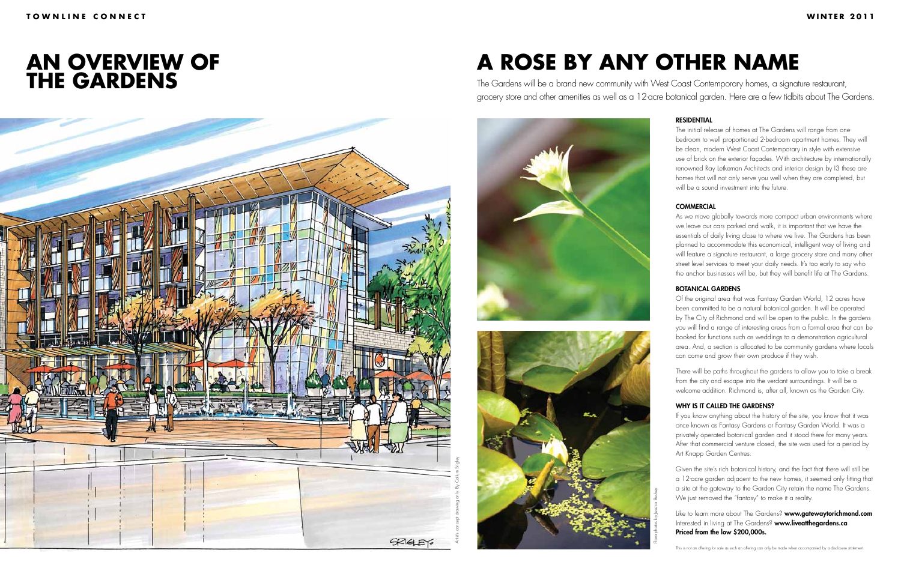# AN OVERVIEW OF THE GARDENS

Artist's concept drawing only. By Callum Srigley

# A ROSE BY ANY OTHER NAME

The Gardens will be a brand new community with West Coast Contemporary homes, a signature restaurant, grocery store and other amenities as well as a 12-acre botanical garden. Here are a few tidbits about The Gardens.

Flora photos by Jessica Bushey

### RESIDENTIAL

The initial release of homes at The Gardens will range from one-bedroom to well proportioned 2-bedroom apartment homes. They will be clean, modern West Coast Contemporary in style with extensive use of brick on the exterior façades. With architecture by internationally renowned Ray Letkeman Architects and interior design by I3 these are homes that will not only serve you well when they are completed, but will be a sound investment into the future.

### COMMERCIAL

As we move globally towards more compact urban environments where we leave our cars parked and walk, it is important that we have the essentials of daily living close to where we live. The Gardens has been planned to accommodate this economical, intelligent way of living and will feature a signature restaurant, a large grocery store and many other street level services to meet your daily needs. It's too early to say who the anchor businesses will be, but they will benefit life at The Gardens.

### BOTANICAL GARDENS

Of the original area that was Fantasy Garden World, 12 acres have been committed to be a natural botanical garden. It will be operated by The City of Richmond and will be open to the public. In the gardens you will find a range of interesting areas from a formal area that can be booked for functions such as weddings to a demonstration agricultural area. And, a section is allocated to be community gardens where locals can come and grow their own produce if they wish.

There will be paths throughout the gardens to allow you to take a break from the city and escape into the verdant surroundings. It will be a welcome addition. Richmond is, after all, known as the Garden City.

### WHY IS IT CALLED THE GARDENS?

If you know anything about the history of the site, you know that it was once known as Fantasy Gardens or Fantasy Garden World. It was a privately operated botanical garden and it stood there for many years. After that commercial venture closed, the site was used for a period by Art Knapp Garden Centres.

Given the site's rich botanical history, and the fact that there will still be a 12-acre garden adjacent to the new homes, it seemed only fitting that a site at the gateway to the Garden City retain the name The Gardens. We just removed the "fantasy" to make it a reality.

Like to learn more about The Gardens? **www.gatewaytorichmond.com**
Interested in living at The Gardens? **www.liveatthegardens.ca**
**Priced from the low $200,000s.**

This is not an offering for sale as such an offering can only be made when accompanied by a disclosure statement.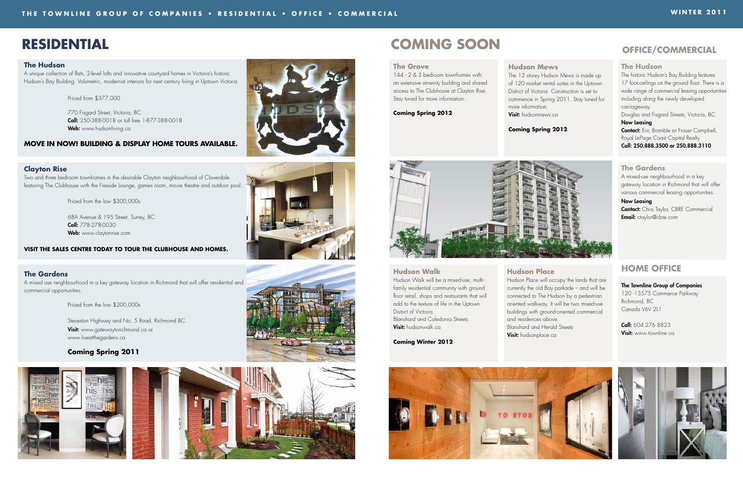# RESIDENTIAL

### The Hudson

A unique collection of flats, 2-level lofts and innovative courtyard homes in Victoria's historic Hudson's Bay Building. Volumetric, modernist interiors for next century living in Uptown Victoria.

Priced from $377,000

770 Fisgard Street, Victoria, BC
**Call:** 250-388-0018 or toll free 1-877-388-0018
**Web:** www.hudsonliving.ca

**MOVE IN NOW! BUILDING & DISPLAY HOME TOURS AVAILABLE.**

### Clayton Rise

Two and three bedroom townhomes in the desirable Clayton neighbourhood of Cloverdale featuring The Clubhouse with the Fireside Lounge, games room, movie theatre and outdoor pool.

Priced from the low $300,000s

68A Avenue & 195 Street, Surrey, BC
**Call:** 778-278-0030
**Web:** www.claytonrise.com

**VISIT THE SALES CENTRE TODAY TO TOUR THE CLUBHOUSE AND HOMES.**

### The Gardens

A mixed use neighbourhood in a key gateway location in Richmond that will offer residential and commercial opportunities.

Priced from the low $200,000s

Steveston Highway and No. 5 Road, Richmond BC
**Visit:** www.gatewaytorichmond.ca or www.liveatthegardens.ca

**Coming Spring 2011**

# COMING SOON

### The Grove

144 - 2 & 3 bedroom townhomes with an extensive amenity building and shared access to The Clubhouse at Clayton Rise. Stay tuned for more information.

**Coming Spring 2012**

### Hudson Mews

The 12 storey Hudson Mews is made up of 120 market rental suites in the Uptown District of Victoria. Construction is set to commence in Spring 2011. Stay tuned for more information.
**Visit:** hudsonmews.ca

**Coming Spring 2012**

### Hudson Walk

Hudson Walk will be a mixed-use, multi-family residential community with ground floor retail, shops and restaurants that will add to the texture of life in the Uptown District of Victoria.
Blanshard and Caledonia Streets
**Visit:** hudsonwalk.ca

**Coming Winter 2012**

### Hudson Place

Hudson Place will occupy the lands that are currently the old Bay parkade – and will be connected to The Hudson by a pedestrian oriented walkway. It will be two mixed-use buildings with ground-oriented commercial and residences above.
Blanshard and Herald Streets
**Visit:** hudsonplace.ca

# OFFICE/COMMERCIAL

### The Hudson

The historic Hudson's Bay Building features 17 foot ceilings on the ground floor. There is a wide range of commercial leasing opportunities including along the newly developed carriageway.
Douglas and Fisgard Streets, Victoria, BC
**Now Leasing**
**Contact:** Eric Bramble or Fraser Campbell, Royal LePage Coast Capital Realty
**Call: 250.888.3500 or 250.888.3110**

### The Gardens

A mixed-use neighbourhood in a key gateway location in Richmond that will offer various commercial leasing opportunities.

**Now Leasing**
**Contact:** Chris Taylor, CBRE Commercial
**Email:** ctaylor@cbre.com

# HOME OFFICE

**The Townline Group of Companies**
120 -13575 Commerce Parkway
Richmond, BC
Canada V6V 2L1

**Call:** 604 276 8823
**Visit:** www.townline.ca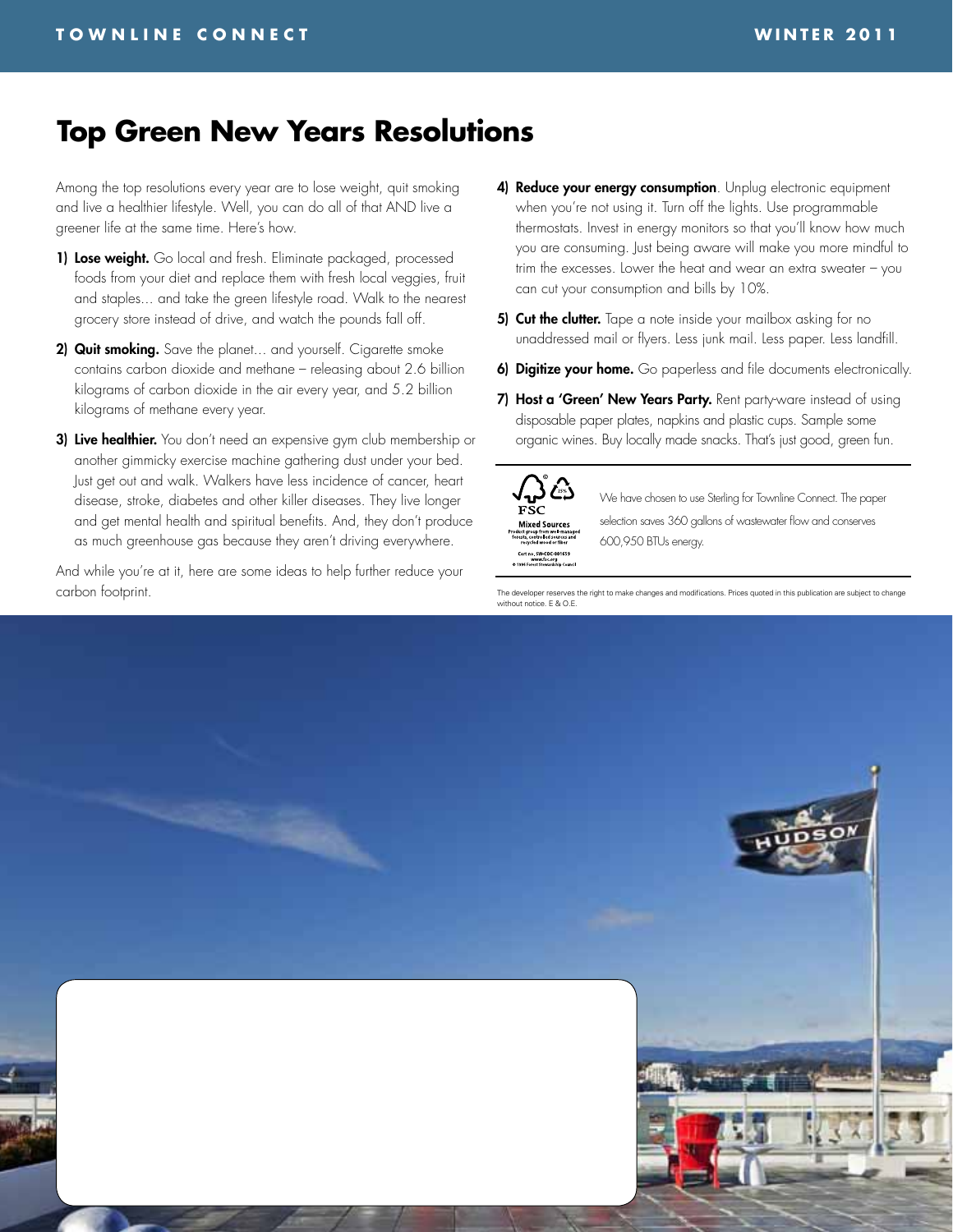# Top Green New Years Resolutions

Among the top resolutions every year are to lose weight, quit smoking and live a healthier lifestyle. Well, you can do all of that AND live a greener life at the same time. Here's how.

1) **Lose weight.** Go local and fresh. Eliminate packaged, processed foods from your diet and replace them with fresh local veggies, fruit and staples... and take the green lifestyle road. Walk to the nearest grocery store instead of drive, and watch the pounds fall off.

2) **Quit smoking.** Save the planet... and yourself. Cigarette smoke contains carbon dioxide and methane – releasing about 2.6 billion kilograms of carbon dioxide in the air every year, and 5.2 billion kilograms of methane every year.

3) **Live healthier.** You don't need an expensive gym club membership or another gimmicky exercise machine gathering dust under your bed. Just get out and walk. Walkers have less incidence of cancer, heart disease, stroke, diabetes and other killer diseases. They live longer and get mental health and spiritual benefits. And, they don't produce as much greenhouse gas because they aren't driving everywhere.

And while you're at it, here are some ideas to help further reduce your carbon footprint.

4) **Reduce your energy consumption**. Unplug electronic equipment when you're not using it. Turn off the lights. Use programmable thermostats. Invest in energy monitors so that you'll know how much you are consuming. Just being aware will make you more mindful to trim the excesses. Lower the heat and wear an extra sweater – you can cut your consumption and bills by 10%.

5) **Cut the clutter.** Tape a note inside your mailbox asking for no unaddressed mail or flyers. Less junk mail. Less paper. Less landfill.

6) **Digitize your home.** Go paperless and file documents electronically.

7) **Host a 'Green' New Years Party.** Rent party-ware instead of using disposable paper plates, napkins and plastic cups. Sample some organic wines. Buy locally made snacks. That's just good, green fun.

FSC
Mixed Sources
Product group from well-managed forests, controlled sources and recycled wood or fiber
Cert no. SW-COC-001659
www.fsc.org
© 1996 Forest Stewardship Council

We have chosen to use Sterling for Townline Connect. The paper selection saves 360 gallons of wastewater flow and conserves 600,950 BTUs energy.

The developer reserves the right to make changes and modifications. Prices quoted in this publication are subject to change without notice. E & O.E.